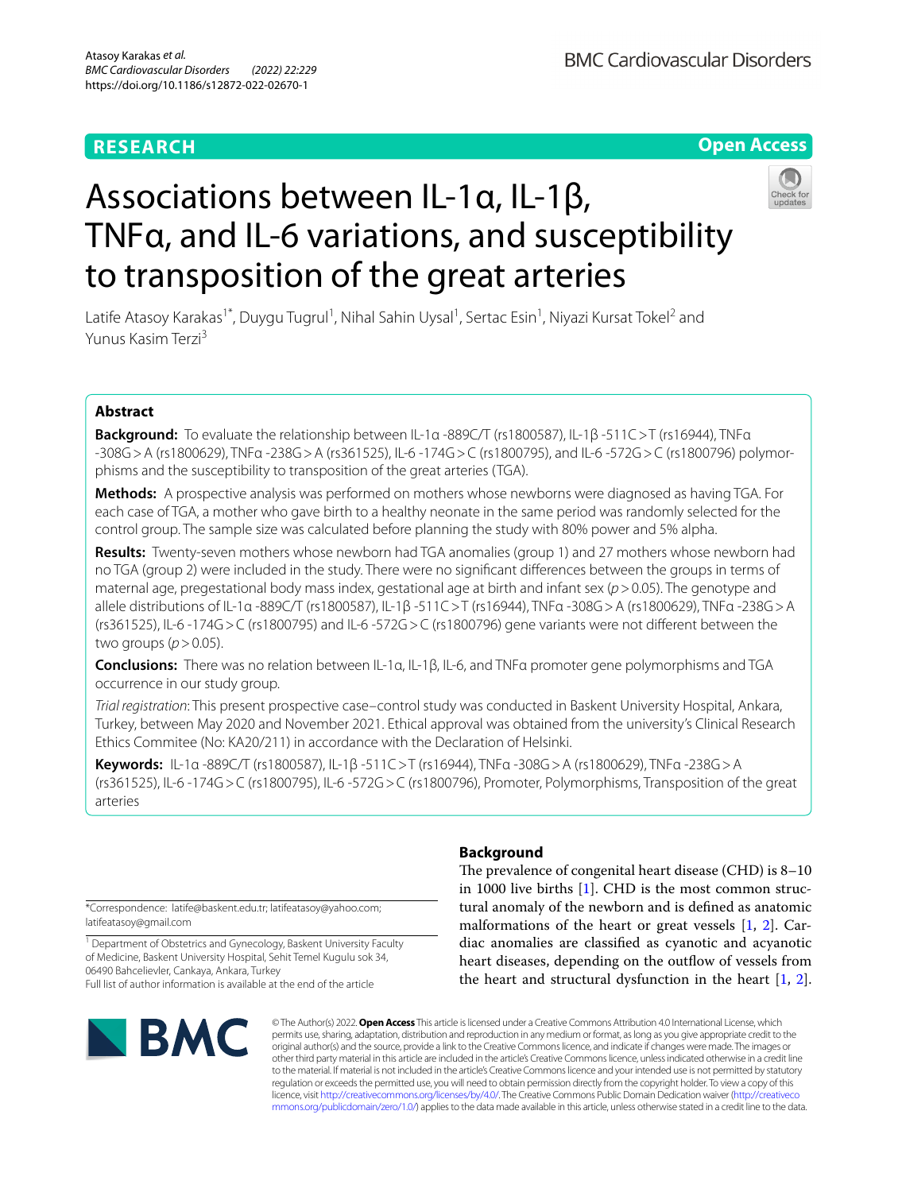RESEARCH

Open Access

# Associations between IL-1α, IL-1β, TNFα, and IL-6 variations, and susceptibility to transposition of the great arteries

Latife Atasoy Karakas[1*], Duygu Tugrul[1], Nihal Sahin Uysal[1], Sertac Esin[1], Niyazi Kursat Tokel[2] and Yunus Kasim Terzi[3]

## Abstract

**Background:** To evaluate the relationship between IL-1α -889C/T (rs1800587), IL-1β -511C > T (rs16944), TNFα -308G > A (rs1800629), TNFα -238G > A (rs361525), IL-6 -174G > C (rs1800795), and IL-6 -572G > C (rs1800796) polymorphisms and the susceptibility to transposition of the great arteries (TGA).

**Methods:** A prospective analysis was performed on mothers whose newborns were diagnosed as having TGA. For each case of TGA, a mother who gave birth to a healthy neonate in the same period was randomly selected for the control group. The sample size was calculated before planning the study with 80% power and 5% alpha.

**Results:** Twenty-seven mothers whose newborn had TGA anomalies (group 1) and 27 mothers whose newborn had no TGA (group 2) were included in the study. There were no significant differences between the groups in terms of maternal age, pregestational body mass index, gestational age at birth and infant sex ($p > 0.05$). The genotype and allele distributions of IL-1α -889C/T (rs1800587), IL-1β -511C > T (rs16944), TNFα -308G > A (rs1800629), TNFα -238G > A (rs361525), IL-6 -174G > C (rs1800795) and IL-6 -572G > C (rs1800796) gene variants were not different between the two groups ($p > 0.05$).

**Conclusions:** There was no relation between IL-1α, IL-1β, IL-6, and TNFα promoter gene polymorphisms and TGA occurrence in our study group.

*Trial registration*: This present prospective case–control study was conducted in Baskent University Hospital, Ankara, Turkey, between May 2020 and November 2021. Ethical approval was obtained from the university's Clinical Research Ethics Commitee (No: KA20/211) in accordance with the Declaration of Helsinki.

**Keywords:** IL-1α -889C/T (rs1800587), IL-1β -511C > T (rs16944), TNFα -308G > A (rs1800629), TNFα -238G > A (rs361525), IL-6 -174G > C (rs1800795), IL-6 -572G > C (rs1800796), Promoter, Polymorphisms, Transposition of the great arteries

## Background

The prevalence of congenital heart disease (CHD) is 8–10 in 1000 live births [1]. CHD is the most common structural anomaly of the newborn and is defined as anatomic malformations of the heart or great vessels [1, 2]. Cardiac anomalies are classified as cyanotic and acyanotic heart diseases, depending on the outflow of vessels from the heart and structural dysfunction in the heart [1, 2].

*Correspondence: latife@baskent.edu.tr; latifeatasoy@yahoo.com; latifeatasoy@gmail.com

[1] Department of Obstetrics and Gynecology, Baskent University Faculty of Medicine, Baskent University Hospital, Sehit Temel Kugulu sok 34, 06490 Bahcelievler, Cankaya, Ankara, Turkey
Full list of author information is available at the end of the article

© The Author(s) 2022. **Open Access** This article is licensed under a Creative Commons Attribution 4.0 International License, which permits use, sharing, adaptation, distribution and reproduction in any medium or format, as long as you give appropriate credit to the original author(s) and the source, provide a link to the Creative Commons licence, and indicate if changes were made. The images or other third party material in this article are included in the article's Creative Commons licence, unless indicated otherwise in a credit line to the material. If material is not included in the article's Creative Commons licence and your intended use is not permitted by statutory regulation or exceeds the permitted use, you will need to obtain permission directly from the copyright holder. To view a copy of this licence, visit http://creativecommons.org/licenses/by/4.0/. The Creative Commons Public Domain Dedication waiver (http://creativecommons.org/publicdomain/zero/1.0/) applies to the data made available in this article, unless otherwise stated in a credit line to the data.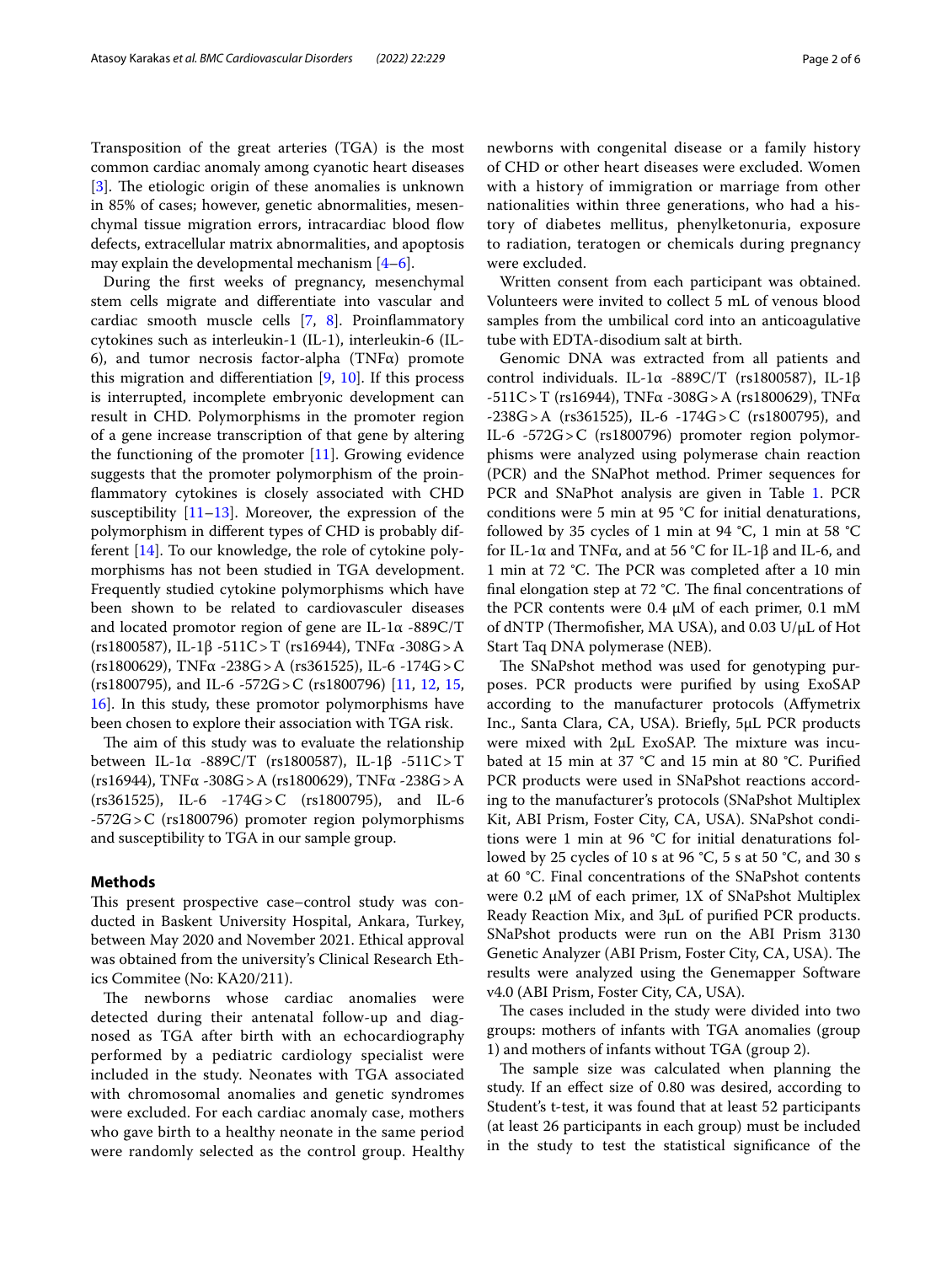Transposition of the great arteries (TGA) is the most common cardiac anomaly among cyanotic heart diseases [3]. The etiologic origin of these anomalies is unknown in 85% of cases; however, genetic abnormalities, mesenchymal tissue migration errors, intracardiac blood flow defects, extracellular matrix abnormalities, and apoptosis may explain the developmental mechanism [4–6].

During the first weeks of pregnancy, mesenchymal stem cells migrate and differentiate into vascular and cardiac smooth muscle cells [7, 8]. Proinflammatory cytokines such as interleukin-1 (IL-1), interleukin-6 (IL-6), and tumor necrosis factor-alpha (TNFα) promote this migration and differentiation [9, 10]. If this process is interrupted, incomplete embryonic development can result in CHD. Polymorphisms in the promoter region of a gene increase transcription of that gene by altering the functioning of the promoter [11]. Growing evidence suggests that the promoter polymorphism of the proinflammatory cytokines is closely associated with CHD susceptibility [11–13]. Moreover, the expression of the polymorphism in different types of CHD is probably different [14]. To our knowledge, the role of cytokine polymorphisms has not been studied in TGA development. Frequently studied cytokine polymorphisms which have been shown to be related to cardiovasculer diseases and located promotor region of gene are IL-1α -889C/T (rs1800587), IL-1β -511C>T (rs16944), TNFα -308G>A (rs1800629), TNFα -238G>A (rs361525), IL-6 -174G>C (rs1800795), and IL-6 -572G>C (rs1800796) [11, 12, 15, 16]. In this study, these promotor polymorphisms have been chosen to explore their association with TGA risk.

The aim of this study was to evaluate the relationship between IL-1α -889C/T (rs1800587), IL-1β -511C>T (rs16944), TNFα -308G>A (rs1800629), TNFα -238G>A (rs361525), IL-6 -174G>C (rs1800795), and IL-6 -572G>C (rs1800796) promoter region polymorphisms and susceptibility to TGA in our sample group.

## Methods

This present prospective case–control study was conducted in Baskent University Hospital, Ankara, Turkey, between May 2020 and November 2021. Ethical approval was obtained from the university's Clinical Research Ethics Commitee (No: KA20/211).

The newborns whose cardiac anomalies were detected during their antenatal follow-up and diagnosed as TGA after birth with an echocardiography performed by a pediatric cardiology specialist were included in the study. Neonates with TGA associated with chromosomal anomalies and genetic syndromes were excluded. For each cardiac anomaly case, mothers who gave birth to a healthy neonate in the same period were randomly selected as the control group. Healthy newborns with congenital disease or a family history of CHD or other heart diseases were excluded. Women with a history of immigration or marriage from other nationalities within three generations, who had a history of diabetes mellitus, phenylketonuria, exposure to radiation, teratogen or chemicals during pregnancy were excluded.

Written consent from each participant was obtained. Volunteers were invited to collect 5 mL of venous blood samples from the umbilical cord into an anticoagulative tube with EDTA-disodium salt at birth.

Genomic DNA was extracted from all patients and control individuals. IL-1α -889C/T (rs1800587), IL-1β -511C>T (rs16944), TNFα -308G>A (rs1800629), TNFα -238G>A (rs361525), IL-6 -174G>C (rs1800795), and IL-6 -572G>C (rs1800796) promoter region polymorphisms were analyzed using polymerase chain reaction (PCR) and the SNaPhot method. Primer sequences for PCR and SNaPhot analysis are given in Table 1. PCR conditions were 5 min at 95 °C for initial denaturations, followed by 35 cycles of 1 min at 94 °C, 1 min at 58 °C for IL-1α and TNFα, and at 56 °C for IL-1β and IL-6, and 1 min at 72 °C. The PCR was completed after a 10 min final elongation step at 72 °C. The final concentrations of the PCR contents were 0.4 μM of each primer, 0.1 mM of dNTP (Thermofisher, MA USA), and 0.03 U/μL of Hot Start Taq DNA polymerase (NEB).

The SNaPshot method was used for genotyping purposes. PCR products were purified by using ExoSAP according to the manufacturer protocols (Affymetrix Inc., Santa Clara, CA, USA). Briefly, 5μL PCR products were mixed with 2μL ExoSAP. The mixture was incubated at 15 min at 37 °C and 15 min at 80 °C. Purified PCR products were used in SNaPshot reactions according to the manufacturer's protocols (SNaPshot Multiplex Kit, ABI Prism, Foster City, CA, USA). SNaPshot conditions were 1 min at 96 °C for initial denaturations followed by 25 cycles of 10 s at 96 °C, 5 s at 50 °C, and 30 s at 60 °C. Final concentrations of the SNaPshot contents were 0.2 μM of each primer, 1X of SNaPshot Multiplex Ready Reaction Mix, and 3μL of purified PCR products. SNaPshot products were run on the ABI Prism 3130 Genetic Analyzer (ABI Prism, Foster City, CA, USA). The results were analyzed using the Genemapper Software v4.0 (ABI Prism, Foster City, CA, USA).

The cases included in the study were divided into two groups: mothers of infants with TGA anomalies (group 1) and mothers of infants without TGA (group 2).

The sample size was calculated when planning the study. If an effect size of 0.80 was desired, according to Student's t-test, it was found that at least 52 participants (at least 26 participants in each group) must be included in the study to test the statistical significance of the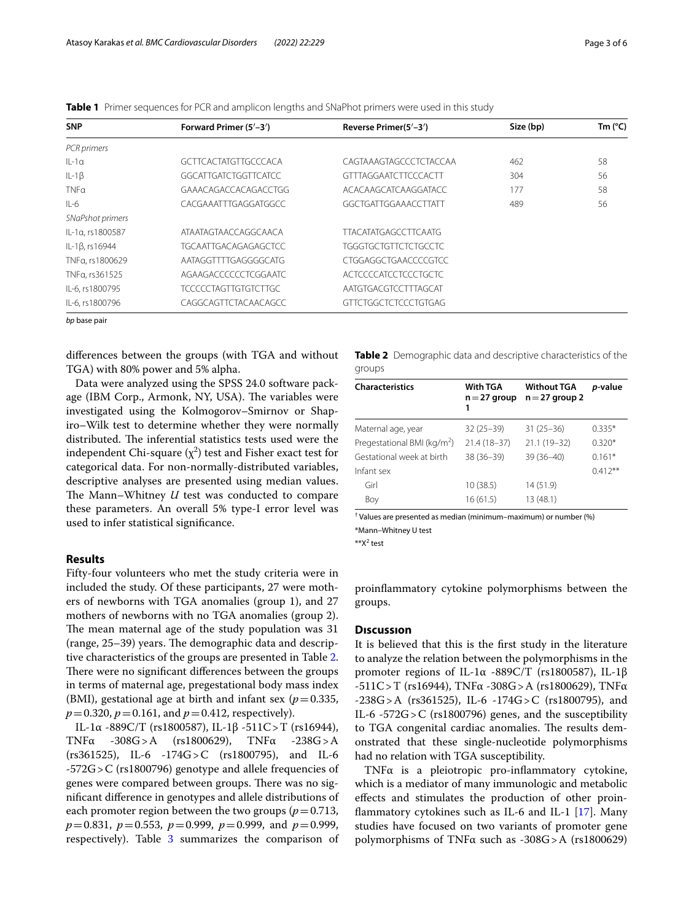**Table 1** Primer sequences for PCR and amplicon lengths and SNaPhot primers were used in this study

| SNP | Forward Primer (5′–3′) | Reverse Primer(5′–3′) | Size (bp) | Tm (°C) |
|---|---|---|---|---|
| *PCR primers* | | | | |
| IL-1α | GCTTCACTATGTTGCCCACA | CAGTAAAGTAGCCCTCTACCAA | 462 | 58 |
| IL-1β | GGCATTGATCTGGTTCATCC | GTTTAGGAATCTTCCCACTT | 304 | 56 |
| TNFα | GAAACAGACCACAGACCTGG | ACACAAGCATCAAGGATACC | 177 | 58 |
| IL-6 | CACGAAATTTGAGGATGGCC | GGCTGATTGGAAACCTTATT | 489 | 56 |
| *SNaPshot primers* | | | | |
| IL-1α, rs1800587 | ATAATAGTAACCAGGCAACA | TTACATATGAGCCTTCAATG | | |
| IL-1β, rs16944 | TGCAATTGACAGAGAGCTCC | TGGGTGCTGTTCTCTGCCTC | | |
| TNFα, rs1800629 | AATAGGTTTTGAGGGGCATG | CTGGAGGCTGAACCCCGTCC | | |
| TNFα, rs361525 | AGAAGACCCCCCTCGGAATC | ACTCCCCATCCTCCCTGCTC | | |
| IL-6, rs1800795 | TCCCCCTAGTTGTGTCTTGC | AATGTGACGTCCTTTAGCAT | | |
| IL-6, rs1800796 | CAGGCAGTTCTACAACAGCC | GTTCTGGCTCTCCCTGTGAG | | |

*bp* base pair

differences between the groups (with TGA and without TGA) with 80% power and 5% alpha.

Data were analyzed using the SPSS 24.0 software package (IBM Corp., Armonk, NY, USA). The variables were investigated using the Kolmogorov–Smirnov or Shapiro–Wilk test to determine whether they were normally distributed. The inferential statistics tests used were the independent Chi-square ($\chi^2$) test and Fisher exact test for categorical data. For non-normally-distributed variables, descriptive analyses are presented using median values. The Mann–Whitney *U* test was conducted to compare these parameters. An overall 5% type-I error level was used to infer statistical significance.

## Results

Fifty-four volunteers who met the study criteria were in included the study. Of these participants, 27 were mothers of newborns with TGA anomalies (group 1), and 27 mothers of newborns with no TGA anomalies (group 2). The mean maternal age of the study population was 31 (range, 25–39) years. The demographic data and descriptive characteristics of the groups are presented in Table 2. There were no significant differences between the groups in terms of maternal age, pregestational body mass index (BMI), gestational age at birth and infant sex ($p = 0.335$, $p = 0.320$, $p = 0.161$, and $p = 0.412$, respectively).

IL-1α -889C/T (rs1800587), IL-1β -511C > T (rs16944), TNFα -308G > A (rs1800629), TNFα -238G > A (rs361525), IL-6 -174G > C (rs1800795), and IL-6 -572G > C (rs1800796) genotype and allele frequencies of genes were compared between groups. There was no significant difference in genotypes and allele distributions of each promoter region between the two groups ($p = 0.713$, $p = 0.831$, $p = 0.553$, $p = 0.999$, $p = 0.999$, and $p = 0.999$, respectively). Table 3 summarizes the comparison of proinflammatory cytokine polymorphisms between the groups.

**Table 2** Demographic data and descriptive characteristics of the groups

| Characteristics | With TGA n = 27 group 1 | Without TGA n = 27 group 2 | *p*-value |
|---|---|---|---|
| Maternal age, year | 32 (25–39) | 31 (25–36) | 0.335* |
| Pregestational BMI (kg/m$^2$) | 21.4 (18–37) | 21.1 (19–32) | 0.320* |
| Gestational week at birth | 38 (36–39) | 39 (36–40) | 0.161* |
| Infant sex | | | 0.412** |
| Girl | 10 (38.5) | 14 (51.9) | |
| Boy | 16 (61.5) | 13 (48.1) | |

† Values are presented as median (minimum–maximum) or number (%)

*Mann–Whitney U test

**$\chi^2$ test

## Discussion

It is believed that this is the first study in the literature to analyze the relation between the polymorphisms in the promoter regions of IL-1α -889C/T (rs1800587), IL-1β -511C > T (rs16944), TNFα -308G > A (rs1800629), TNFα -238G > A (rs361525), IL-6 -174G > C (rs1800795), and IL-6 -572G > C (rs1800796) genes, and the susceptibility to TGA congenital cardiac anomalies. The results demonstrated that these single-nucleotide polymorphisms had no relation with TGA susceptibility.

TNFα is a pleiotropic pro-inflammatory cytokine, which is a mediator of many immunologic and metabolic effects and stimulates the production of other proinflammatory cytokines such as IL-6 and IL-1 [17]. Many studies have focused on two variants of promoter gene polymorphisms of TNFα such as -308G > A (rs1800629)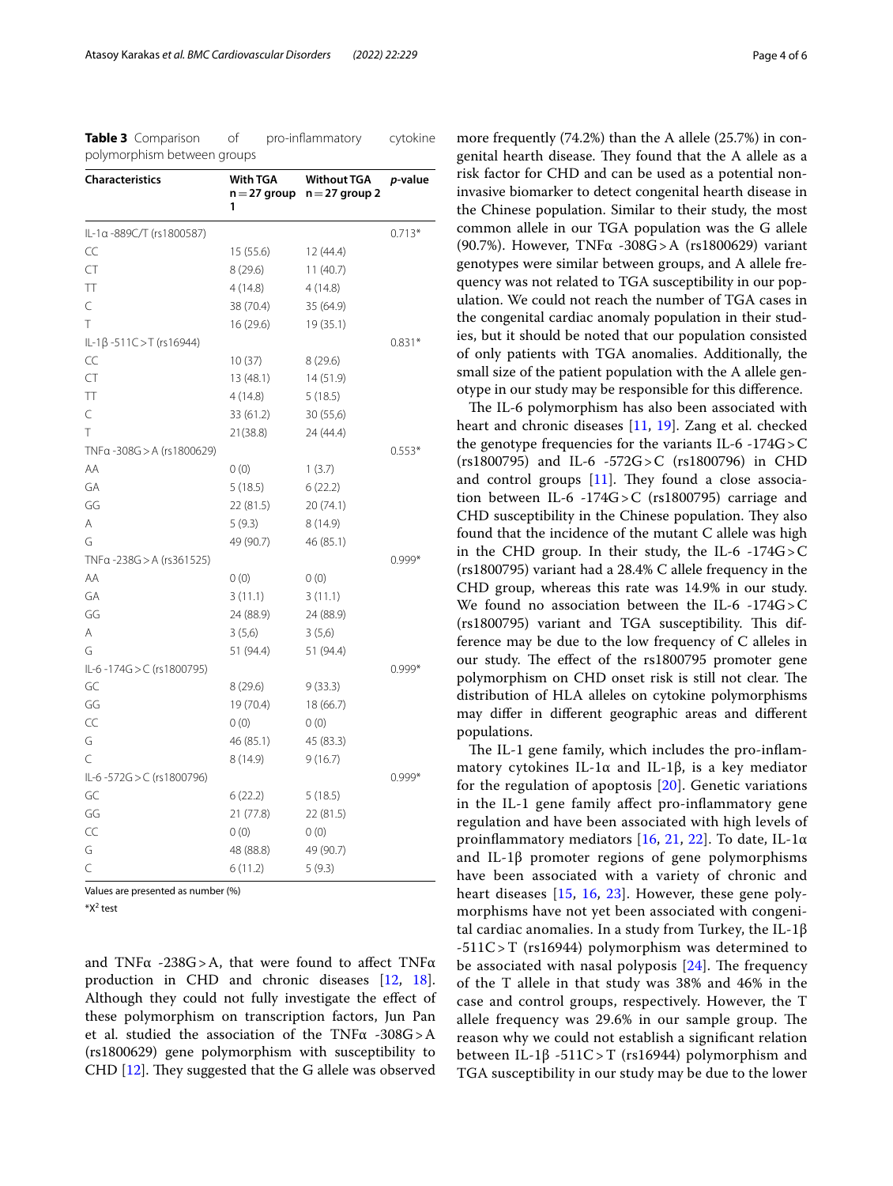**Table 3** Comparison of pro-inflammatory cytokine polymorphism between groups

| Characteristics | With TGA n = 27 group 1 | Without TGA n = 27 group 2 | *p*-value |
|---|---|---|---|
| IL-1α -889C/T (rs1800587) | | | 0.713* |
| CC | 15 (55.6) | 12 (44.4) | |
| CT | 8 (29.6) | 11 (40.7) | |
| TT | 4 (14.8) | 4 (14.8) | |
| C | 38 (70.4) | 35 (64.9) | |
| T | 16 (29.6) | 19 (35.1) | |
| IL-1β -511C > T (rs16944) | | | 0.831* |
| CC | 10 (37) | 8 (29.6) | |
| CT | 13 (48.1) | 14 (51.9) | |
| TT | 4 (14.8) | 5 (18.5) | |
| C | 33 (61.2) | 30 (55,6) | |
| T | 21(38.8) | 24 (44.4) | |
| TNFα -308G > A (rs1800629) | | | 0.553* |
| AA | 0 (0) | 1 (3.7) | |
| GA | 5 (18.5) | 6 (22.2) | |
| GG | 22 (81.5) | 20 (74.1) | |
| A | 5 (9.3) | 8 (14.9) | |
| G | 49 (90.7) | 46 (85.1) | |
| TNFα -238G > A (rs361525) | | | 0.999* |
| AA | 0 (0) | 0 (0) | |
| GA | 3 (11.1) | 3 (11.1) | |
| GG | 24 (88.9) | 24 (88.9) | |
| A | 3 (5,6) | 3 (5,6) | |
| G | 51 (94.4) | 51 (94.4) | |
| IL-6 -174G > C (rs1800795) | | | 0.999* |
| GC | 8 (29.6) | 9 (33.3) | |
| GG | 19 (70.4) | 18 (66.7) | |
| CC | 0 (0) | 0 (0) | |
| G | 46 (85.1) | 45 (83.3) | |
| C | 8 (14.9) | 9 (16.7) | |
| IL-6 -572G > C (rs1800796) | | | 0.999* |
| GC | 6 (22.2) | 5 (18.5) | |
| GG | 21 (77.8) | 22 (81.5) | |
| CC | 0 (0) | 0 (0) | |
| G | 48 (88.8) | 49 (90.7) | |
| C | 6 (11.2) | 5 (9.3) | |

Values are presented as number (%)

*$X^2$ test

and TNFα -238G > A, that were found to affect TNFα production in CHD and chronic diseases [12, 18]. Although they could not fully investigate the effect of these polymorphism on transcription factors, Jun Pan et al. studied the association of the TNFα -308G > A (rs1800629) gene polymorphism with susceptibility to CHD [12]. They suggested that the G allele was observed more frequently (74.2%) than the A allele (25.7%) in congenital hearth disease. They found that the A allele as a risk factor for CHD and can be used as a potential non-invasive biomarker to detect congenital hearth disease in the Chinese population. Similar to their study, the most common allele in our TGA population was the G allele (90.7%). However, TNFα -308G > A (rs1800629) variant genotypes were similar between groups, and A allele frequency was not related to TGA susceptibility in our population. We could not reach the number of TGA cases in the congenital cardiac anomaly population in their studies, but it should be noted that our population consisted of only patients with TGA anomalies. Additionally, the small size of the patient population with the A allele genotype in our study may be responsible for this difference.

The IL-6 polymorphism has also been associated with heart and chronic diseases [11, 19]. Zang et al. checked the genotype frequencies for the variants IL-6 -174G > C (rs1800795) and IL-6 -572G > C (rs1800796) in CHD and control groups [11]. They found a close association between IL-6 -174G > C (rs1800795) carriage and CHD susceptibility in the Chinese population. They also found that the incidence of the mutant C allele was high in the CHD group. In their study, the IL-6 -174G > C (rs1800795) variant had a 28.4% C allele frequency in the CHD group, whereas this rate was 14.9% in our study. We found no association between the IL-6 -174G > C (rs1800795) variant and TGA susceptibility. This difference may be due to the low frequency of C alleles in our study. The effect of the rs1800795 promoter gene polymorphism on CHD onset risk is still not clear. The distribution of HLA alleles on cytokine polymorphisms may differ in different geographic areas and different populations.

The IL-1 gene family, which includes the pro-inflammatory cytokines IL-1α and IL-1β, is a key mediator for the regulation of apoptosis [20]. Genetic variations in the IL-1 gene family affect pro-inflammatory gene regulation and have been associated with high levels of proinflammatory mediators [16, 21, 22]. To date, IL-1α and IL-1β promoter regions of gene polymorphisms have been associated with a variety of chronic and heart diseases [15, 16, 23]. However, these gene polymorphisms have not yet been associated with congenital cardiac anomalies. In a study from Turkey, the IL-1β -511C > T (rs16944) polymorphism was determined to be associated with nasal polyposis [24]. The frequency of the T allele in that study was 38% and 46% in the case and control groups, respectively. However, the T allele frequency was 29.6% in our sample group. The reason why we could not establish a significant relation between IL-1β -511C > T (rs16944) polymorphism and TGA susceptibility in our study may be due to the lower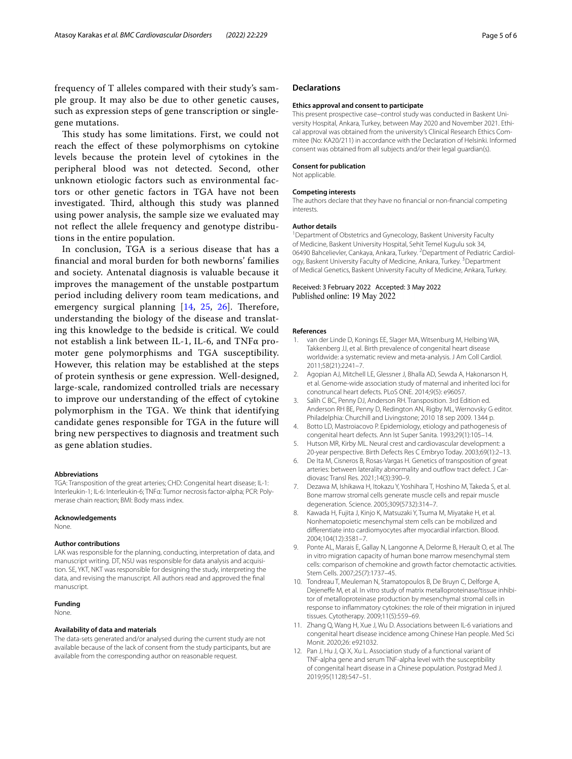frequency of T alleles compared with their study's sample group. It may also be due to other genetic causes, such as expression steps of gene transcription or single-gene mutations.

This study has some limitations. First, we could not reach the effect of these polymorphisms on cytokine levels because the protein level of cytokines in the peripheral blood was not detected. Second, other unknown etiologic factors such as environmental factors or other genetic factors in TGA have not been investigated. Third, although this study was planned using power analysis, the sample size we evaluated may not reflect the allele frequency and genotype distributions in the entire population.

In conclusion, TGA is a serious disease that has a financial and moral burden for both newborns' families and society. Antenatal diagnosis is valuable because it improves the management of the unstable postpartum period including delivery room team medications, and emergency surgical planning [14, 25, 26]. Therefore, understanding the biology of the disease and translating this knowledge to the bedside is critical. We could not establish a link between IL-1, IL-6, and TNFα promoter gene polymorphisms and TGA susceptibility. However, this relation may be established at the steps of protein synthesis or gene expression. Well-designed, large-scale, randomized controlled trials are necessary to improve our understanding of the effect of cytokine polymorphism in the TGA. We think that identifying candidate genes responsible for TGA in the future will bring new perspectives to diagnosis and treatment such as gene ablation studies.

#### Abbreviations
TGA: Transposition of the great arteries; CHD: Congenital heart disease; IL-1: Interleukin-1; IL-6: Interleukin-6; TNFα: Tumor necrosis factor-alpha; PCR: Polymerase chain reaction; BMI: Body mass index.

#### Acknowledgements
None.

#### Author contributions
LAK was responsible for the planning, conducting, interpretation of data, and manuscript writing. DT, NSU was responsible for data analysis and acquisition. SE, YKT, NKT was responsible for designing the study, interpreting the data, and revising the manuscript. All authors read and approved the final manuscript.

#### Funding
None.

#### Availability of data and materials
The data-sets generated and/or analysed during the current study are not available because of the lack of consent from the study participants, but are available from the corresponding author on reasonable request.

## Declarations

#### Ethics approval and consent to participate
This present prospective case–control study was conducted in Baskent University Hospital, Ankara, Turkey, between May 2020 and November 2021. Ethical approval was obtained from the university's Clinical Research Ethics Commitee (No: KA20/211) in accordance with the Declaration of Helsinki. Informed consent was obtained from all subjects and/or their legal guardian(s).

#### Consent for publication
Not applicable.

#### Competing interests
The authors declare that they have no financial or non-financial competing interests.

#### Author details
[1]Department of Obstetrics and Gynecology, Baskent University Faculty of Medicine, Baskent University Hospital, Sehit Temel Kugulu sok 34, 06490 Bahcelievler, Cankaya, Ankara, Turkey. [2]Department of Pediatric Cardiology, Baskent University Faculty of Medicine, Ankara, Turkey. [3]Department of Medical Genetics, Baskent University Faculty of Medicine, Ankara, Turkey.

Received: 3 February 2022 Accepted: 3 May 2022
Published online: 19 May 2022

#### References
1. van der Linde D, Konings EE, Slager MA, Witsenburg M, Helbing WA, Takkenberg JJ, et al. Birth prevalence of congenital heart disease worldwide: a systematic review and meta-analysis. J Am Coll Cardiol. 2011;58(21):2241–7.
2. Agopian AJ, Mitchell LE, Glessner J, Bhalla AD, Sewda A, Hakonarson H, et al. Genome-wide association study of maternal and inherited loci for conotruncal heart defects. PLoS ONE. 2014;9(5): e96057.
3. Salih C BC, Penny DJ, Anderson RH. Transposition. 3rd Edition ed. Anderson RH BE, Penny D, Redington AN, Rigby ML, Wernovsky G editor. Philadelphia: Churchill and Livingstone; 2010 18 sep 2009. 1344 p.
4. Botto LD, Mastroiacovo P. Epidemiology, etiology and pathogenesis of congenital heart defects. Ann Ist Super Sanita. 1993;29(1):105–14.
5. Hutson MR, Kirby ML. Neural crest and cardiovascular development: a 20-year perspective. Birth Defects Res C Embryo Today. 2003;69(1):2–13.
6. De Ita M, Cisneros B, Rosas-Vargas H. Genetics of transposition of great arteries: between laterality abnormality and outflow tract defect. J Cardiovasc Transl Res. 2021;14(3):390–9.
7. Dezawa M, Ishikawa H, Itokazu Y, Yoshihara T, Hoshino M, Takeda S, et al. Bone marrow stromal cells generate muscle cells and repair muscle degeneration. Science. 2005;309(5732):314–7.
8. Kawada H, Fujita J, Kinjo K, Matsuzaki Y, Tsuma M, Miyatake H, et al. Nonhematopoietic mesenchymal stem cells can be mobilized and differentiate into cardiomyocytes after myocardial infarction. Blood. 2004;104(12):3581–7.
9. Ponte AL, Marais E, Gallay N, Langonne A, Delorme B, Herault O, et al. The in vitro migration capacity of human bone marrow mesenchymal stem cells: comparison of chemokine and growth factor chemotactic activities. Stem Cells. 2007;25(7):1737–45.
10. Tondreau T, Meuleman N, Stamatopoulos B, De Bruyn C, Delforge A, Dejeneffe M, et al. In vitro study of matrix metalloproteinase/tissue inhibitor of metalloproteinase production by mesenchymal stromal cells in response to inflammatory cytokines: the role of their migration in injured tissues. Cytotherapy. 2009;11(5):559–69.
11. Zhang Q, Wang H, Xue J, Wu D. Associations between IL-6 variations and congenital heart disease incidence among Chinese Han people. Med Sci Monit. 2020;26: e921032.
12. Pan J, Hu J, Qi X, Xu L. Association study of a functional variant of TNF-alpha gene and serum TNF-alpha level with the susceptibility of congenital heart disease in a Chinese population. Postgrad Med J. 2019;95(1128):547–51.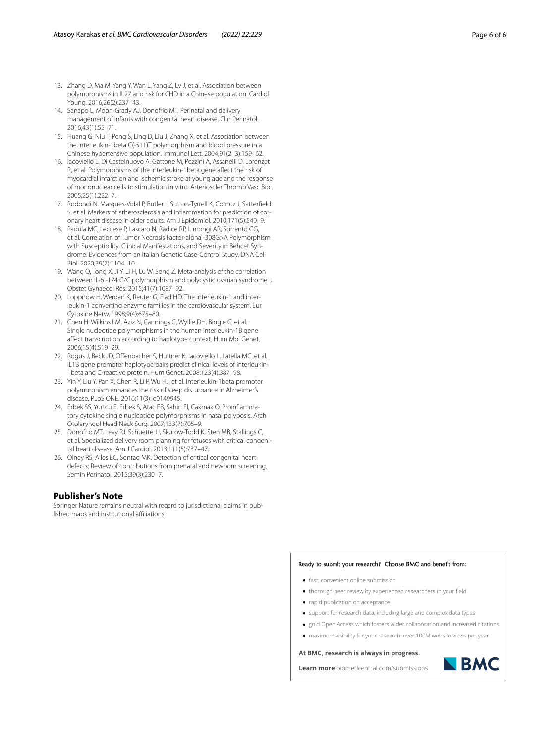13. Zhang D, Ma M, Yang Y, Wan L, Yang Z, Lv J, et al. Association between polymorphisms in IL27 and risk for CHD in a Chinese population. Cardiol Young. 2016;26(2):237–43.
14. Sanapo L, Moon-Grady AJ, Donofrio MT. Perinatal and delivery management of infants with congenital heart disease. Clin Perinatol. 2016;43(1):55–71.
15. Huang G, Niu T, Peng S, Ling D, Liu J, Zhang X, et al. Association between the interleukin-1beta C(-511)T polymorphism and blood pressure in a Chinese hypertensive population. Immunol Lett. 2004;91(2–3):159–62.
16. Iacoviello L, Di Castelnuovo A, Gattone M, Pezzini A, Assanelli D, Lorenzet R, et al. Polymorphisms of the interleukin-1beta gene affect the risk of myocardial infarction and ischemic stroke at young age and the response of mononuclear cells to stimulation in vitro. Arterioscler Thromb Vasc Biol. 2005;25(1):222–7.
17. Rodondi N, Marques-Vidal P, Butler J, Sutton-Tyrrell K, Cornuz J, Satterfield S, et al. Markers of atherosclerosis and inflammation for prediction of coronary heart disease in older adults. Am J Epidemiol. 2010;171(5):540–9.
18. Padula MC, Leccese P, Lascaro N, Radice RP, Limongi AR, Sorrento GG, et al. Correlation of Tumor Necrosis Factor-alpha -308G>A Polymorphism with Susceptibility, Clinical Manifestations, and Severity in Behcet Syndrome: Evidences from an Italian Genetic Case-Control Study. DNA Cell Biol. 2020;39(7):1104–10.
19. Wang Q, Tong X, Ji Y, Li H, Lu W, Song Z. Meta-analysis of the correlation between IL-6 -174 G/C polymorphism and polycystic ovarian syndrome. J Obstet Gynaecol Res. 2015;41(7):1087–92.
20. Loppnow H, Werdan K, Reuter G, Flad HD. The interleukin-1 and interleukin-1 converting enzyme families in the cardiovascular system. Eur Cytokine Netw. 1998;9(4):675–80.
21. Chen H, Wilkins LM, Aziz N, Cannings C, Wyllie DH, Bingle C, et al. Single nucleotide polymorphisms in the human interleukin-1B gene affect transcription according to haplotype context. Hum Mol Genet. 2006;15(4):519–29.
22. Rogus J, Beck JD, Offenbacher S, Huttner K, Iacoviello L, Latella MC, et al. IL1B gene promoter haplotype pairs predict clinical levels of interleukin-1beta and C-reactive protein. Hum Genet. 2008;123(4):387–98.
23. Yin Y, Liu Y, Pan X, Chen R, Li P, Wu HJ, et al. Interleukin-1beta promoter polymorphism enhances the risk of sleep disturbance in Alzheimer's disease. PLoS ONE. 2016;11(3): e0149945.
24. Erbek SS, Yurtcu E, Erbek S, Atac FB, Sahin FI, Cakmak O. Proinflammatory cytokine single nucleotide polymorphisms in nasal polyposis. Arch Otolaryngol Head Neck Surg. 2007;133(7):705–9.
25. Donofrio MT, Levy RJ, Schuette JJ, Skurow-Todd K, Sten MB, Stallings C, et al. Specialized delivery room planning for fetuses with critical congenital heart disease. Am J Cardiol. 2013;111(5):737–47.
26. Olney RS, Ailes EC, Sontag MK. Detection of critical congenital heart defects: Review of contributions from prenatal and newborn screening. Semin Perinatol. 2015;39(3):230–7.

## Publisher's Note

Springer Nature remains neutral with regard to jurisdictional claims in published maps and institutional affiliations.

Ready to submit your research? Choose BMC and benefit from:

- fast, convenient online submission
- thorough peer review by experienced researchers in your field
- rapid publication on acceptance
- support for research data, including large and complex data types
- gold Open Access which fosters wider collaboration and increased citations
- maximum visibility for your research: over 100M website views per year

**At BMC, research is always in progress.**

**Learn more** biomedcentral.com/submissions

BMC